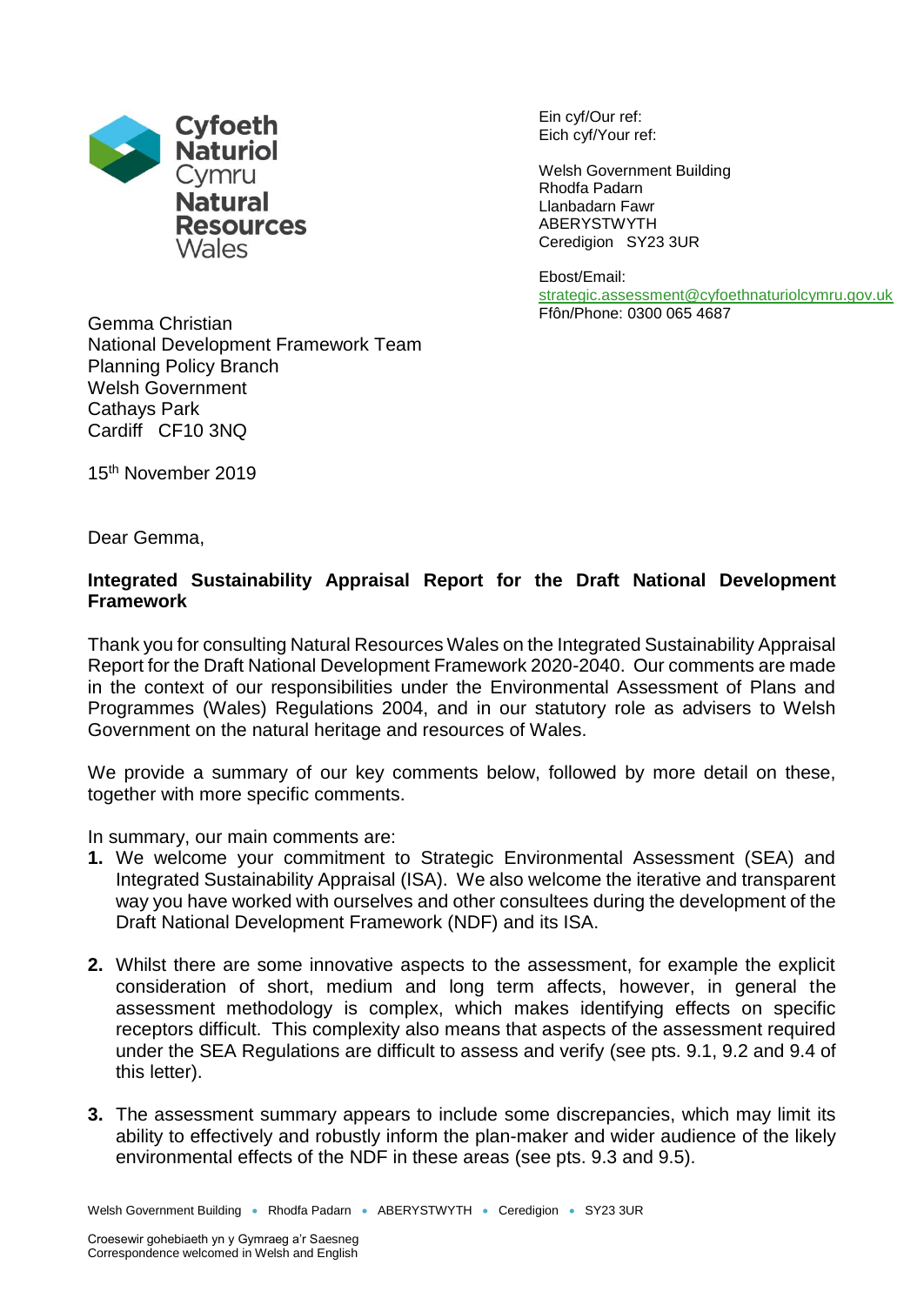Cyfoeth Naturiol Cymru
Natural Resources Wales

Ein cyf/Our ref:
Eich cyf/Your ref:

Welsh Government Building
Rhodfa Padarn
Llanbadarn Fawr
ABERYSTWYTH
Ceredigion SY23 3UR

Ebost/Email:
strategic.assessment@cyfoethnaturiolcymru.gov.uk
Ffôn/Phone: 0300 065 4687

Gemma Christian
National Development Framework Team
Planning Policy Branch
Welsh Government
Cathays Park
Cardiff CF10 3NQ

15th November 2019

Dear Gemma,

**Integrated Sustainability Appraisal Report for the Draft National Development Framework**

Thank you for consulting Natural Resources Wales on the Integrated Sustainability Appraisal Report for the Draft National Development Framework 2020-2040. Our comments are made in the context of our responsibilities under the Environmental Assessment of Plans and Programmes (Wales) Regulations 2004, and in our statutory role as advisers to Welsh Government on the natural heritage and resources of Wales.

We provide a summary of our key comments below, followed by more detail on these, together with more specific comments.

In summary, our main comments are:

1. We welcome your commitment to Strategic Environmental Assessment (SEA) and Integrated Sustainability Appraisal (ISA). We also welcome the iterative and transparent way you have worked with ourselves and other consultees during the development of the Draft National Development Framework (NDF) and its ISA.
2. Whilst there are some innovative aspects to the assessment, for example the explicit consideration of short, medium and long term affects, however, in general the assessment methodology is complex, which makes identifying effects on specific receptors difficult. This complexity also means that aspects of the assessment required under the SEA Regulations are difficult to assess and verify (see pts. 9.1, 9.2 and 9.4 of this letter).
3. The assessment summary appears to include some discrepancies, which may limit its ability to effectively and robustly inform the plan-maker and wider audience of the likely environmental effects of the NDF in these areas (see pts. 9.3 and 9.5).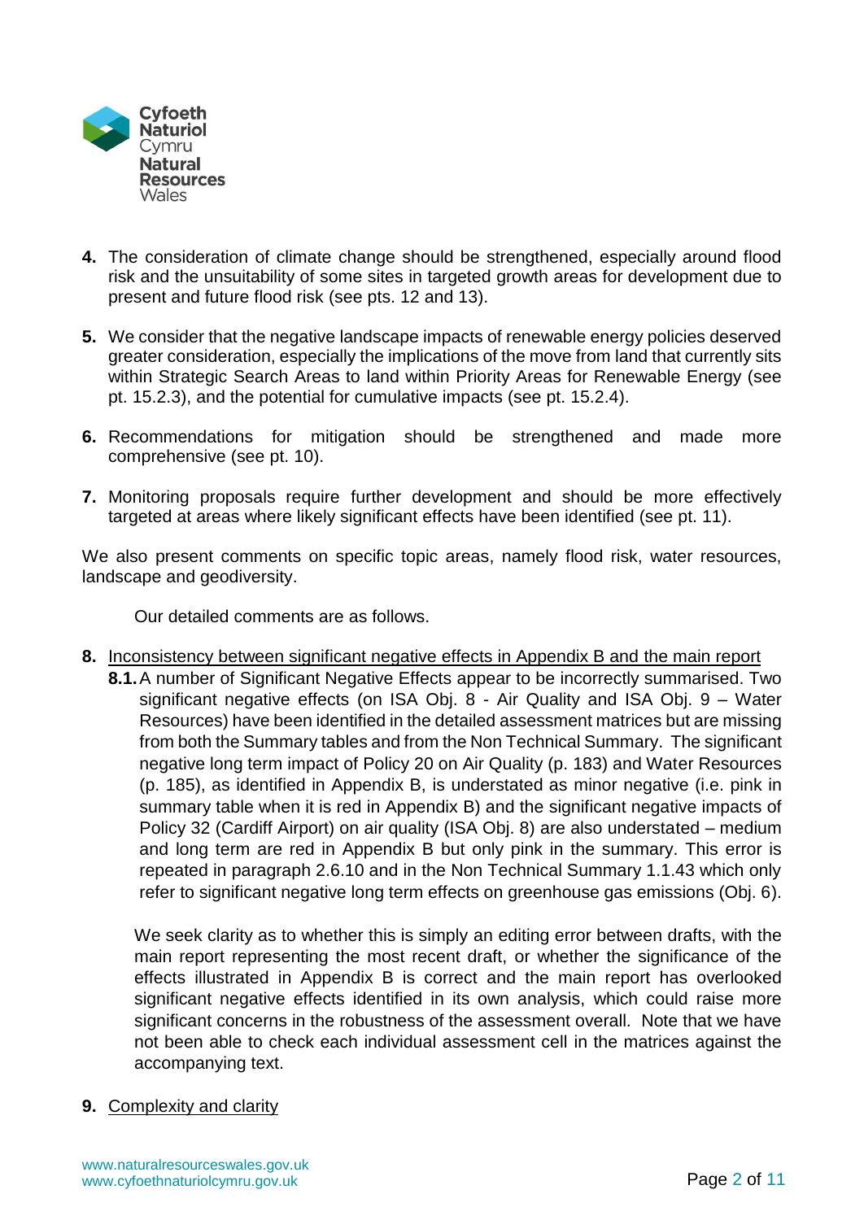4. The consideration of climate change should be strengthened, especially around flood risk and the unsuitability of some sites in targeted growth areas for development due to present and future flood risk (see pts. 12 and 13).

5. We consider that the negative landscape impacts of renewable energy policies deserved greater consideration, especially the implications of the move from land that currently sits within Strategic Search Areas to land within Priority Areas for Renewable Energy (see pt. 15.2.3), and the potential for cumulative impacts (see pt. 15.2.4).

6. Recommendations for mitigation should be strengthened and made more comprehensive (see pt. 10).

7. Monitoring proposals require further development and should be more effectively targeted at areas where likely significant effects have been identified (see pt. 11).

We also present comments on specific topic areas, namely flood risk, water resources, landscape and geodiversity.

Our detailed comments are as follows.

8. <u>Inconsistency between significant negative effects in Appendix B and the main report</u>

   **8.1.** A number of Significant Negative Effects appear to be incorrectly summarised. Two significant negative effects (on ISA Obj. 8 - Air Quality and ISA Obj. 9 – Water Resources) have been identified in the detailed assessment matrices but are missing from both the Summary tables and from the Non Technical Summary. The significant negative long term impact of Policy 20 on Air Quality (p. 183) and Water Resources (p. 185), as identified in Appendix B, is understated as minor negative (i.e. pink in summary table when it is red in Appendix B) and the significant negative impacts of Policy 32 (Cardiff Airport) on air quality (ISA Obj. 8) are also understated – medium and long term are red in Appendix B but only pink in the summary. This error is repeated in paragraph 2.6.10 and in the Non Technical Summary 1.1.43 which only refer to significant negative long term effects on greenhouse gas emissions (Obj. 6).

   We seek clarity as to whether this is simply an editing error between drafts, with the main report representing the most recent draft, or whether the significance of the effects illustrated in Appendix B is correct and the main report has overlooked significant negative effects identified in its own analysis, which could raise more significant concerns in the robustness of the assessment overall. Note that we have not been able to check each individual assessment cell in the matrices against the accompanying text.

9. <u>Complexity and clarity</u>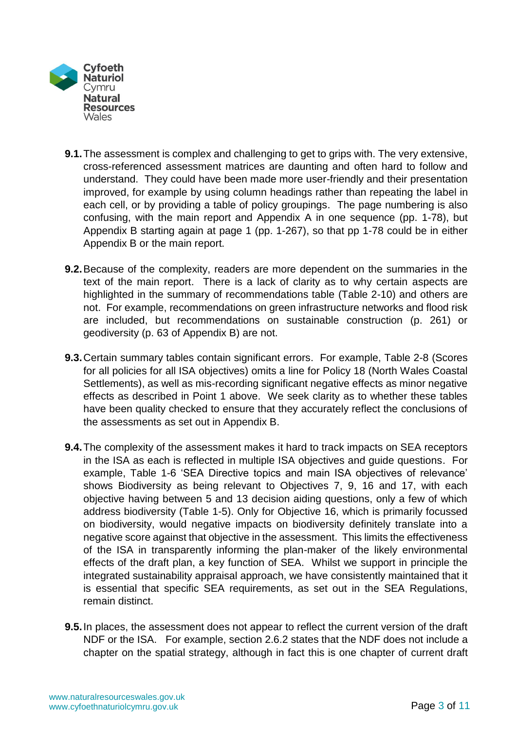**9.1.** The assessment is complex and challenging to get to grips with. The very extensive, cross-referenced assessment matrices are daunting and often hard to follow and understand. They could have been made more user-friendly and their presentation improved, for example by using column headings rather than repeating the label in each cell, or by providing a table of policy groupings. The page numbering is also confusing, with the main report and Appendix A in one sequence (pp. 1-78), but Appendix B starting again at page 1 (pp. 1-267), so that pp 1-78 could be in either Appendix B or the main report.

**9.2.** Because of the complexity, readers are more dependent on the summaries in the text of the main report. There is a lack of clarity as to why certain aspects are highlighted in the summary of recommendations table (Table 2-10) and others are not. For example, recommendations on green infrastructure networks and flood risk are included, but recommendations on sustainable construction (p. 261) or geodiversity (p. 63 of Appendix B) are not.

**9.3.** Certain summary tables contain significant errors. For example, Table 2-8 (Scores for all policies for all ISA objectives) omits a line for Policy 18 (North Wales Coastal Settlements), as well as mis-recording significant negative effects as minor negative effects as described in Point 1 above. We seek clarity as to whether these tables have been quality checked to ensure that they accurately reflect the conclusions of the assessments as set out in Appendix B.

**9.4.** The complexity of the assessment makes it hard to track impacts on SEA receptors in the ISA as each is reflected in multiple ISA objectives and guide questions. For example, Table 1-6 'SEA Directive topics and main ISA objectives of relevance' shows Biodiversity as being relevant to Objectives 7, 9, 16 and 17, with each objective having between 5 and 13 decision aiding questions, only a few of which address biodiversity (Table 1-5). Only for Objective 16, which is primarily focussed on biodiversity, would negative impacts on biodiversity definitely translate into a negative score against that objective in the assessment. This limits the effectiveness of the ISA in transparently informing the plan-maker of the likely environmental effects of the draft plan, a key function of SEA. Whilst we support in principle the integrated sustainability appraisal approach, we have consistently maintained that it is essential that specific SEA requirements, as set out in the SEA Regulations, remain distinct.

**9.5.** In places, the assessment does not appear to reflect the current version of the draft NDF or the ISA. For example, section 2.6.2 states that the NDF does not include a chapter on the spatial strategy, although in fact this is one chapter of current draft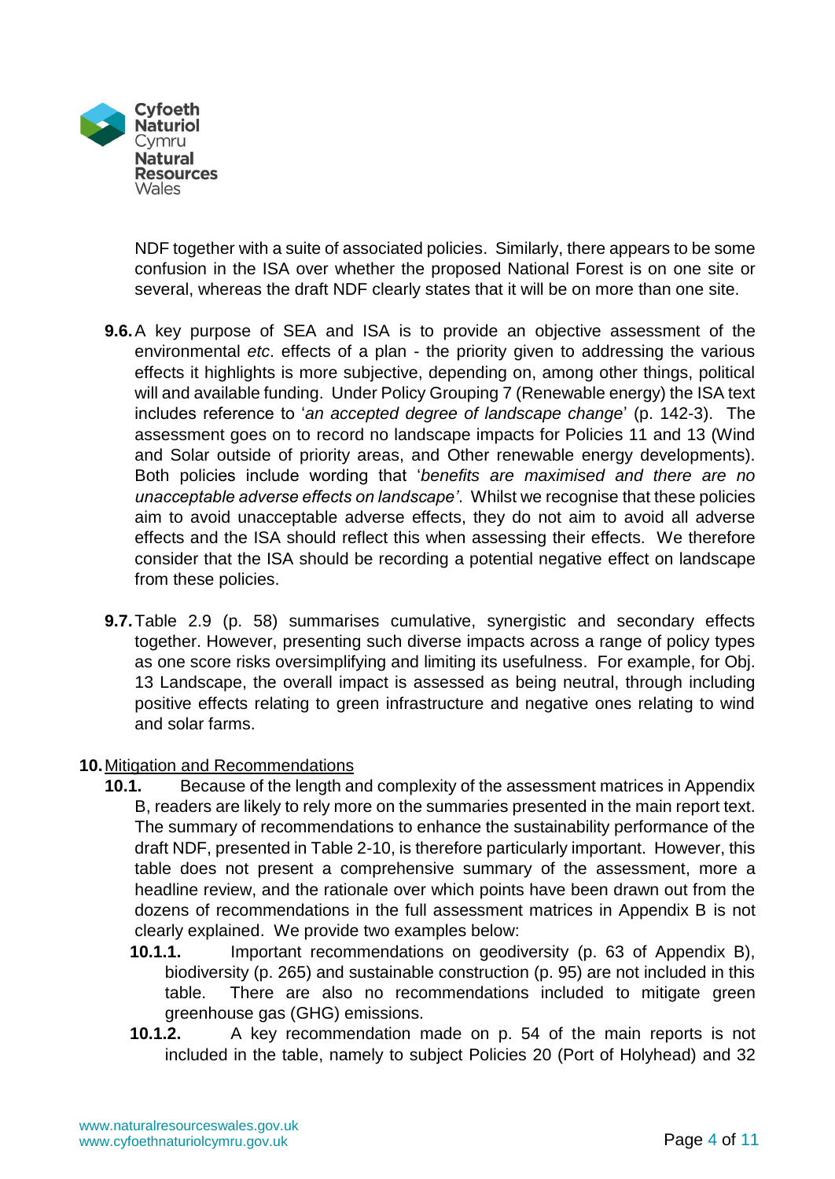NDF together with a suite of associated policies. Similarly, there appears to be some confusion in the ISA over whether the proposed National Forest is on one site or several, whereas the draft NDF clearly states that it will be on more than one site.

**9.6.** A key purpose of SEA and ISA is to provide an objective assessment of the environmental *etc*. effects of a plan - the priority given to addressing the various effects it highlights is more subjective, depending on, among other things, political will and available funding. Under Policy Grouping 7 (Renewable energy) the ISA text includes reference to '*an accepted degree of landscape change*' (p. 142-3). The assessment goes on to record no landscape impacts for Policies 11 and 13 (Wind and Solar outside of priority areas, and Other renewable energy developments). Both policies include wording that '*benefits are maximised and there are no unacceptable adverse effects on landscape'*. Whilst we recognise that these policies aim to avoid unacceptable adverse effects, they do not aim to avoid all adverse effects and the ISA should reflect this when assessing their effects. We therefore consider that the ISA should be recording a potential negative effect on landscape from these policies.

**9.7.** Table 2.9 (p. 58) summarises cumulative, synergistic and secondary effects together. However, presenting such diverse impacts across a range of policy types as one score risks oversimplifying and limiting its usefulness. For example, for Obj. 13 Landscape, the overall impact is assessed as being neutral, through including positive effects relating to green infrastructure and negative ones relating to wind and solar farms.

**10.** Mitigation and Recommendations

**10.1.** Because of the length and complexity of the assessment matrices in Appendix B, readers are likely to rely more on the summaries presented in the main report text. The summary of recommendations to enhance the sustainability performance of the draft NDF, presented in Table 2-10, is therefore particularly important. However, this table does not present a comprehensive summary of the assessment, more a headline review, and the rationale over which points have been drawn out from the dozens of recommendations in the full assessment matrices in Appendix B is not clearly explained. We provide two examples below:

**10.1.1.** Important recommendations on geodiversity (p. 63 of Appendix B), biodiversity (p. 265) and sustainable construction (p. 95) are not included in this table. There are also no recommendations included to mitigate green greenhouse gas (GHG) emissions.

**10.1.2.** A key recommendation made on p. 54 of the main reports is not included in the table, namely to subject Policies 20 (Port of Holyhead) and 32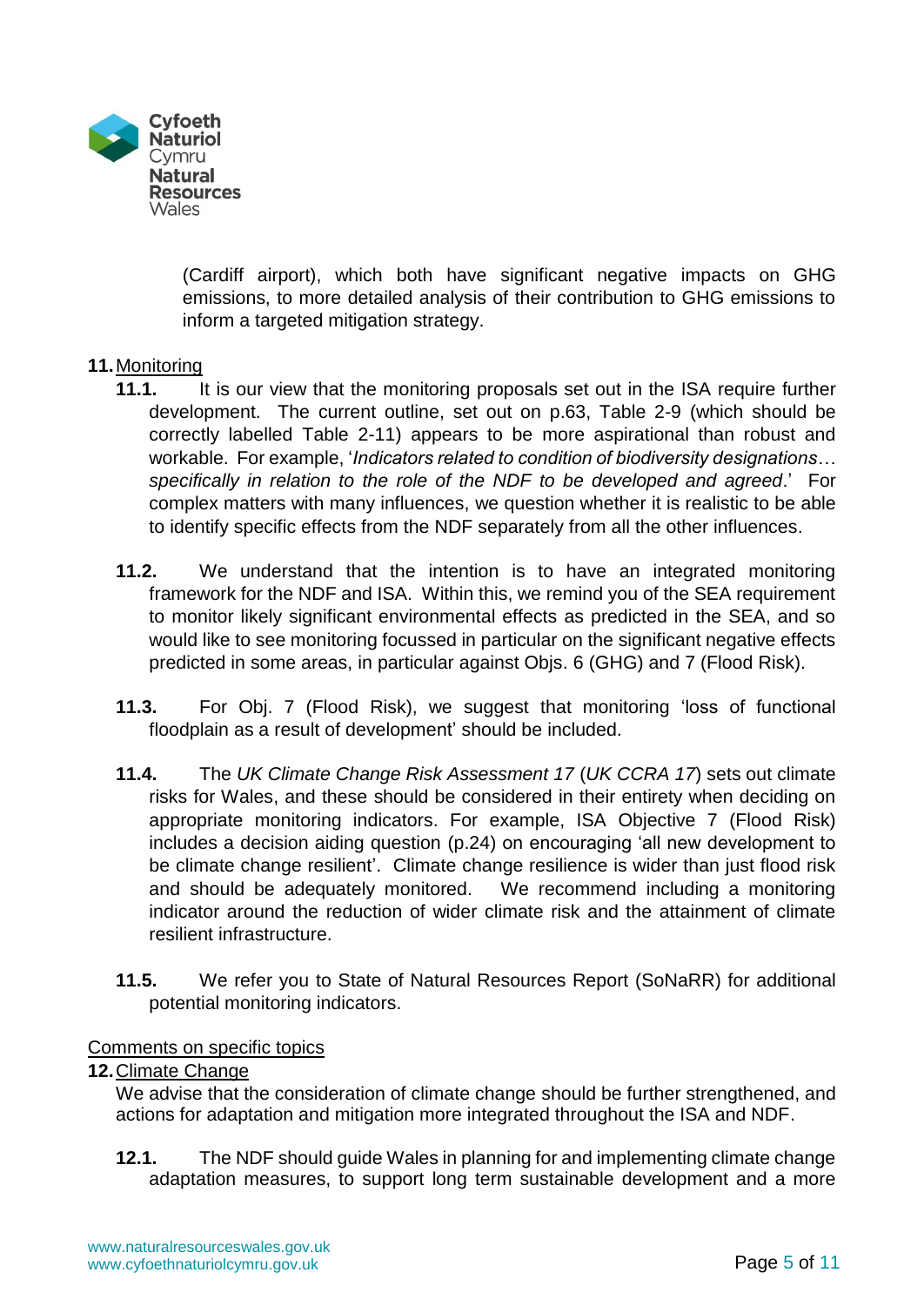(Cardiff airport), which both have significant negative impacts on GHG emissions, to more detailed analysis of their contribution to GHG emissions to inform a targeted mitigation strategy.

**11.** Monitoring

**11.1.** It is our view that the monitoring proposals set out in the ISA require further development. The current outline, set out on p.63, Table 2-9 (which should be correctly labelled Table 2-11) appears to be more aspirational than robust and workable. For example, '*Indicators related to condition of biodiversity designations… specifically in relation to the role of the NDF to be developed and agreed*.' For complex matters with many influences, we question whether it is realistic to be able to identify specific effects from the NDF separately from all the other influences.

**11.2.** We understand that the intention is to have an integrated monitoring framework for the NDF and ISA. Within this, we remind you of the SEA requirement to monitor likely significant environmental effects as predicted in the SEA, and so would like to see monitoring focussed in particular on the significant negative effects predicted in some areas, in particular against Objs. 6 (GHG) and 7 (Flood Risk).

**11.3.** For Obj. 7 (Flood Risk), we suggest that monitoring 'loss of functional floodplain as a result of development' should be included.

**11.4.** The *UK Climate Change Risk Assessment 17* (*UK CCRA 17*) sets out climate risks for Wales, and these should be considered in their entirety when deciding on appropriate monitoring indicators. For example, ISA Objective 7 (Flood Risk) includes a decision aiding question (p.24) on encouraging 'all new development to be climate change resilient'. Climate change resilience is wider than just flood risk and should be adequately monitored. We recommend including a monitoring indicator around the reduction of wider climate risk and the attainment of climate resilient infrastructure.

**11.5.** We refer you to State of Natural Resources Report (SoNaRR) for additional potential monitoring indicators.

Comments on specific topics

**12.** Climate Change

We advise that the consideration of climate change should be further strengthened, and actions for adaptation and mitigation more integrated throughout the ISA and NDF.

**12.1.** The NDF should guide Wales in planning for and implementing climate change adaptation measures, to support long term sustainable development and a more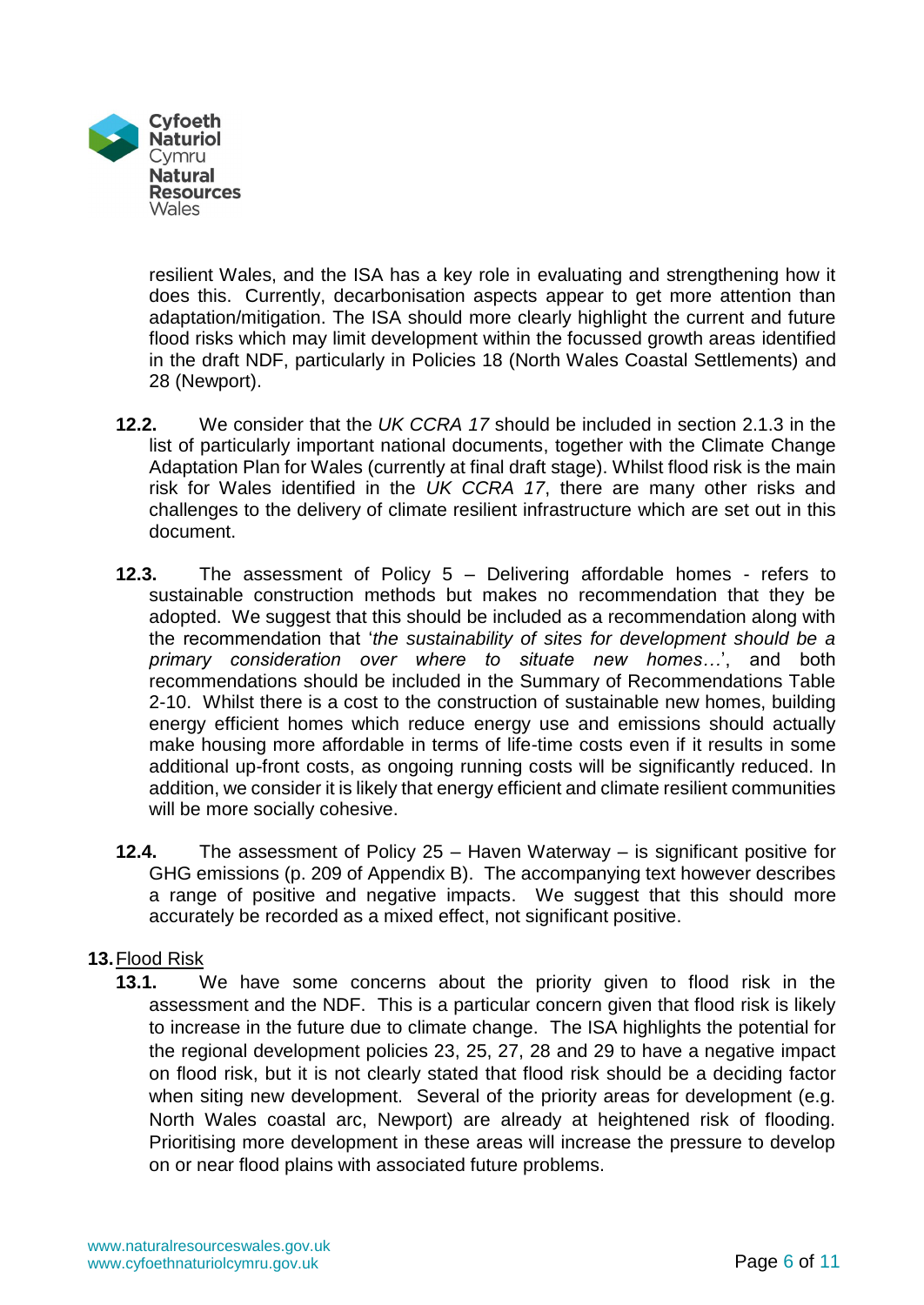resilient Wales, and the ISA has a key role in evaluating and strengthening how it does this. Currently, decarbonisation aspects appear to get more attention than adaptation/mitigation. The ISA should more clearly highlight the current and future flood risks which may limit development within the focussed growth areas identified in the draft NDF, particularly in Policies 18 (North Wales Coastal Settlements) and 28 (Newport).

**12.2.** We consider that the *UK CCRA 17* should be included in section 2.1.3 in the list of particularly important national documents, together with the Climate Change Adaptation Plan for Wales (currently at final draft stage). Whilst flood risk is the main risk for Wales identified in the *UK CCRA 17*, there are many other risks and challenges to the delivery of climate resilient infrastructure which are set out in this document.

**12.3.** The assessment of Policy 5 – Delivering affordable homes - refers to sustainable construction methods but makes no recommendation that they be adopted. We suggest that this should be included as a recommendation along with the recommendation that '*the sustainability of sites for development should be a primary consideration over where to situate new homes…*', and both recommendations should be included in the Summary of Recommendations Table 2-10. Whilst there is a cost to the construction of sustainable new homes, building energy efficient homes which reduce energy use and emissions should actually make housing more affordable in terms of life-time costs even if it results in some additional up-front costs, as ongoing running costs will be significantly reduced. In addition, we consider it is likely that energy efficient and climate resilient communities will be more socially cohesive.

**12.4.** The assessment of Policy 25 – Haven Waterway – is significant positive for GHG emissions (p. 209 of Appendix B). The accompanying text however describes a range of positive and negative impacts. We suggest that this should more accurately be recorded as a mixed effect, not significant positive.

## 13. Flood Risk

**13.1.** We have some concerns about the priority given to flood risk in the assessment and the NDF. This is a particular concern given that flood risk is likely to increase in the future due to climate change. The ISA highlights the potential for the regional development policies 23, 25, 27, 28 and 29 to have a negative impact on flood risk, but it is not clearly stated that flood risk should be a deciding factor when siting new development. Several of the priority areas for development (e.g. North Wales coastal arc, Newport) are already at heightened risk of flooding. Prioritising more development in these areas will increase the pressure to develop on or near flood plains with associated future problems.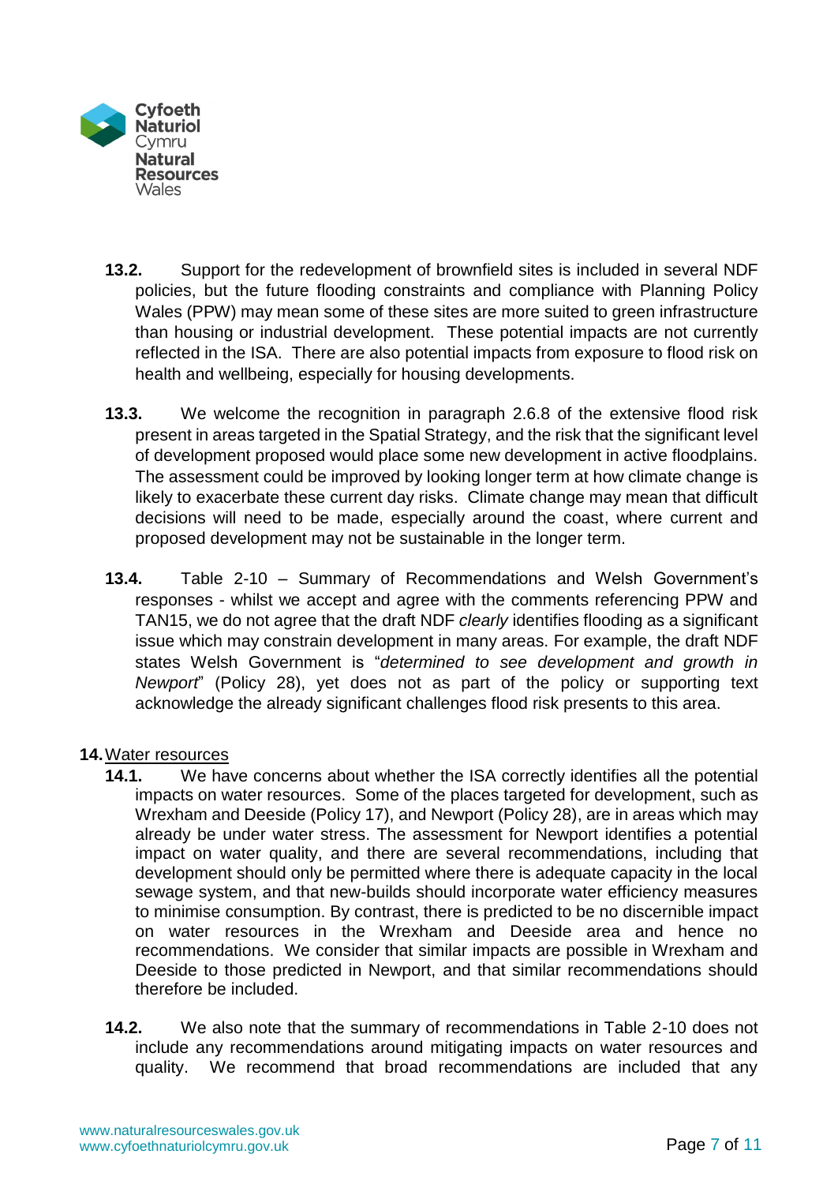**13.2.** Support for the redevelopment of brownfield sites is included in several NDF policies, but the future flooding constraints and compliance with Planning Policy Wales (PPW) may mean some of these sites are more suited to green infrastructure than housing or industrial development. These potential impacts are not currently reflected in the ISA. There are also potential impacts from exposure to flood risk on health and wellbeing, especially for housing developments.

**13.3.** We welcome the recognition in paragraph 2.6.8 of the extensive flood risk present in areas targeted in the Spatial Strategy, and the risk that the significant level of development proposed would place some new development in active floodplains. The assessment could be improved by looking longer term at how climate change is likely to exacerbate these current day risks. Climate change may mean that difficult decisions will need to be made, especially around the coast, where current and proposed development may not be sustainable in the longer term.

**13.4.** Table 2-10 – Summary of Recommendations and Welsh Government's responses - whilst we accept and agree with the comments referencing PPW and TAN15, we do not agree that the draft NDF *clearly* identifies flooding as a significant issue which may constrain development in many areas. For example, the draft NDF states Welsh Government is "*determined to see development and growth in Newport*" (Policy 28), yet does not as part of the policy or supporting text acknowledge the already significant challenges flood risk presents to this area.

**14.** Water resources

**14.1.** We have concerns about whether the ISA correctly identifies all the potential impacts on water resources. Some of the places targeted for development, such as Wrexham and Deeside (Policy 17), and Newport (Policy 28), are in areas which may already be under water stress. The assessment for Newport identifies a potential impact on water quality, and there are several recommendations, including that development should only be permitted where there is adequate capacity in the local sewage system, and that new-builds should incorporate water efficiency measures to minimise consumption. By contrast, there is predicted to be no discernible impact on water resources in the Wrexham and Deeside area and hence no recommendations. We consider that similar impacts are possible in Wrexham and Deeside to those predicted in Newport, and that similar recommendations should therefore be included.

**14.2.** We also note that the summary of recommendations in Table 2-10 does not include any recommendations around mitigating impacts on water resources and quality. We recommend that broad recommendations are included that any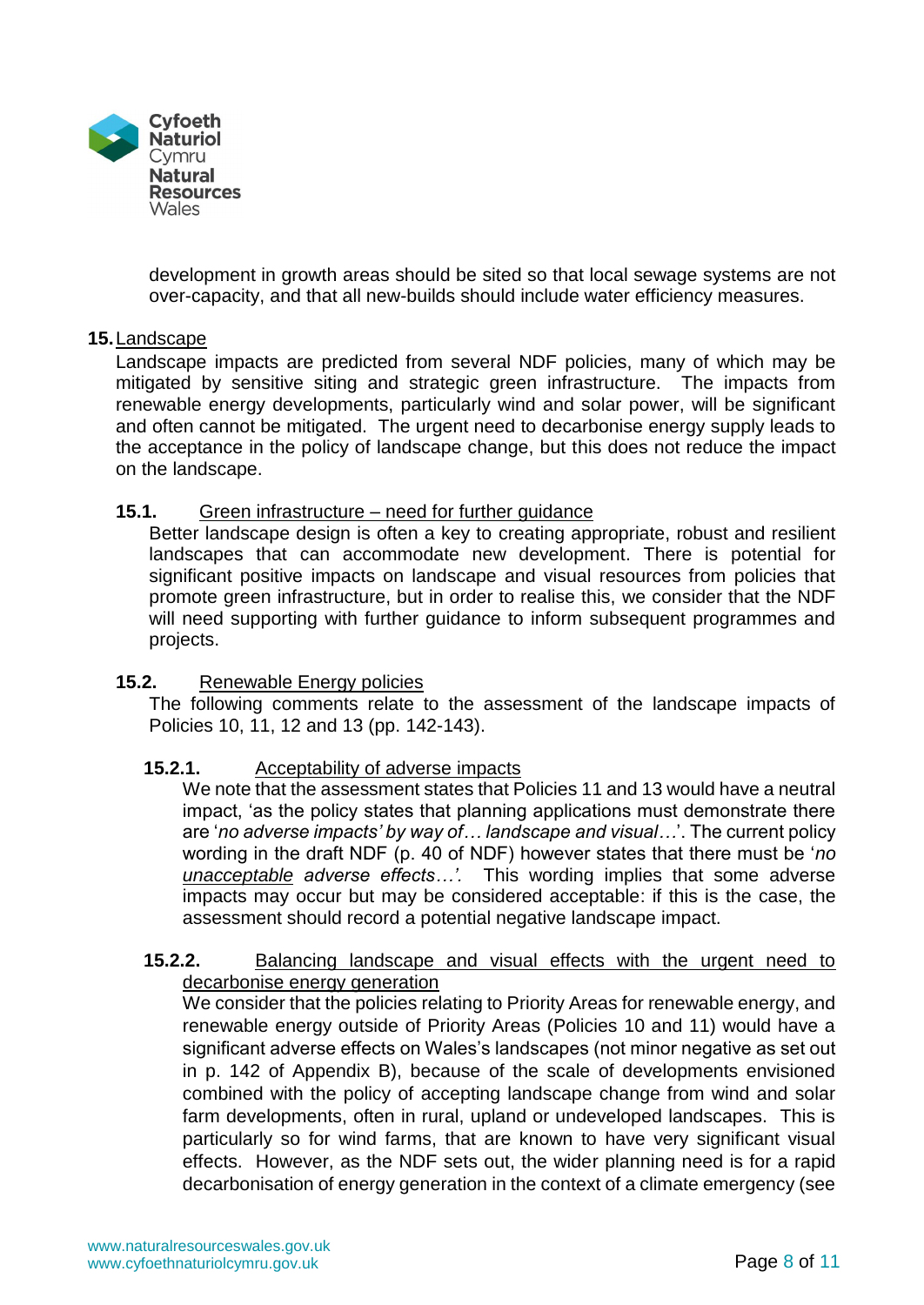development in growth areas should be sited so that local sewage systems are not over-capacity, and that all new-builds should include water efficiency measures.

## 15. Landscape

Landscape impacts are predicted from several NDF policies, many of which may be mitigated by sensitive siting and strategic green infrastructure. The impacts from renewable energy developments, particularly wind and solar power, will be significant and often cannot be mitigated. The urgent need to decarbonise energy supply leads to the acceptance in the policy of landscape change, but this does not reduce the impact on the landscape.

### 15.1. Green infrastructure – need for further guidance

Better landscape design is often a key to creating appropriate, robust and resilient landscapes that can accommodate new development. There is potential for significant positive impacts on landscape and visual resources from policies that promote green infrastructure, but in order to realise this, we consider that the NDF will need supporting with further guidance to inform subsequent programmes and projects.

### 15.2. Renewable Energy policies

The following comments relate to the assessment of the landscape impacts of Policies 10, 11, 12 and 13 (pp. 142-143).

#### 15.2.1. Acceptability of adverse impacts

We note that the assessment states that Policies 11 and 13 would have a neutral impact, 'as the policy states that planning applications must demonstrate there are '*no adverse impacts' by way of… landscape and visual…*'. The current policy wording in the draft NDF (p. 40 of NDF) however states that there must be '*no <u>unacceptable</u> adverse effects…'.* This wording implies that some adverse impacts may occur but may be considered acceptable: if this is the case, the assessment should record a potential negative landscape impact.

#### 15.2.2. Balancing landscape and visual effects with the urgent need to decarbonise energy generation

We consider that the policies relating to Priority Areas for renewable energy, and renewable energy outside of Priority Areas (Policies 10 and 11) would have a significant adverse effects on Wales's landscapes (not minor negative as set out in p. 142 of Appendix B), because of the scale of developments envisioned combined with the policy of accepting landscape change from wind and solar farm developments, often in rural, upland or undeveloped landscapes. This is particularly so for wind farms, that are known to have very significant visual effects. However, as the NDF sets out, the wider planning need is for a rapid decarbonisation of energy generation in the context of a climate emergency (see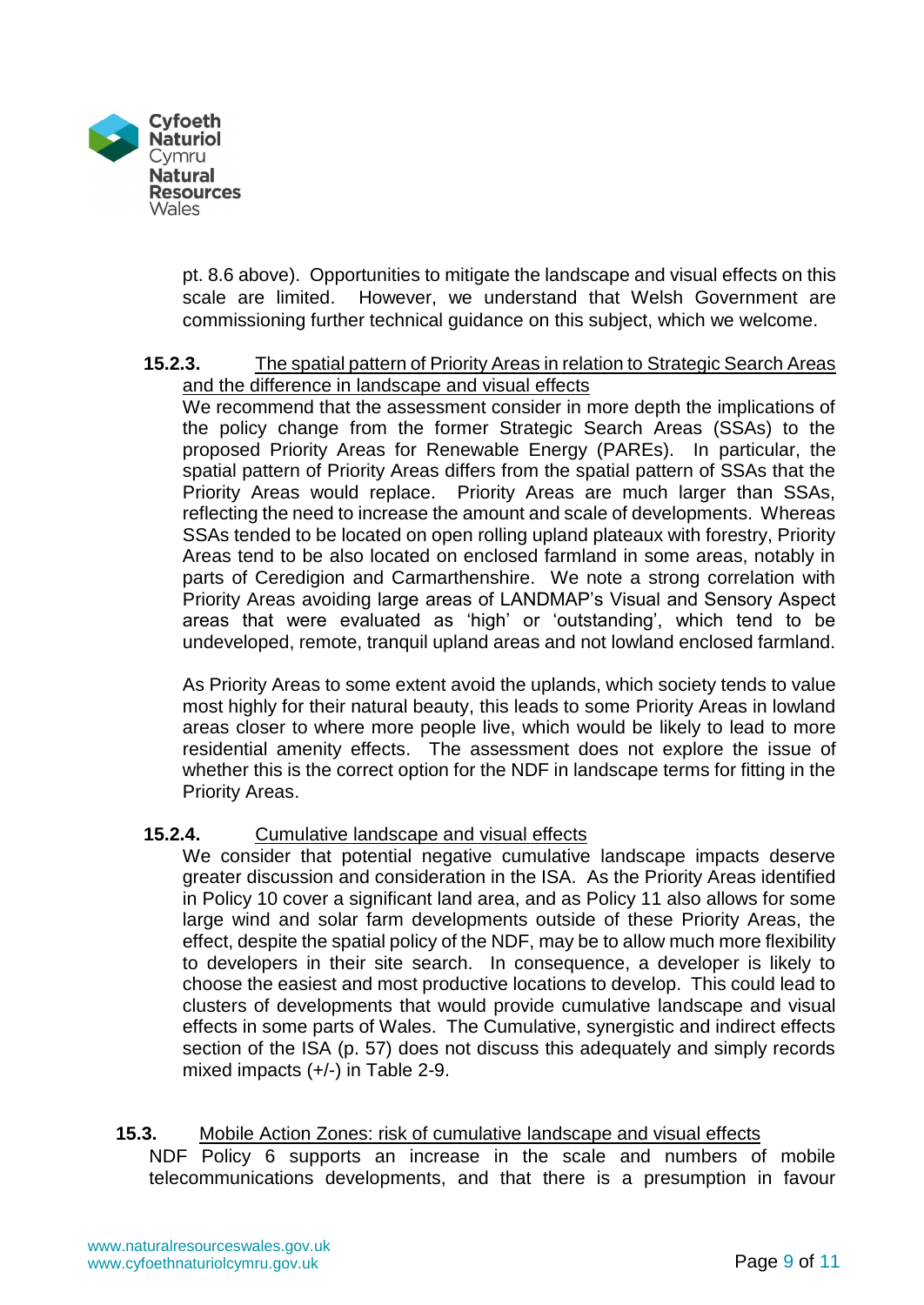pt. 8.6 above). Opportunities to mitigate the landscape and visual effects on this scale are limited. However, we understand that Welsh Government are commissioning further technical guidance on this subject, which we welcome.

**15.2.3.** <u>The spatial pattern of Priority Areas in relation to Strategic Search Areas and the difference in landscape and visual effects</u>

We recommend that the assessment consider in more depth the implications of the policy change from the former Strategic Search Areas (SSAs) to the proposed Priority Areas for Renewable Energy (PAREs). In particular, the spatial pattern of Priority Areas differs from the spatial pattern of SSAs that the Priority Areas would replace. Priority Areas are much larger than SSAs, reflecting the need to increase the amount and scale of developments. Whereas SSAs tended to be located on open rolling upland plateaux with forestry, Priority Areas tend to be also located on enclosed farmland in some areas, notably in parts of Ceredigion and Carmarthenshire. We note a strong correlation with Priority Areas avoiding large areas of LANDMAP's Visual and Sensory Aspect areas that were evaluated as 'high' or 'outstanding', which tend to be undeveloped, remote, tranquil upland areas and not lowland enclosed farmland.

As Priority Areas to some extent avoid the uplands, which society tends to value most highly for their natural beauty, this leads to some Priority Areas in lowland areas closer to where more people live, which would be likely to lead to more residential amenity effects. The assessment does not explore the issue of whether this is the correct option for the NDF in landscape terms for fitting in the Priority Areas.

**15.2.4.** <u>Cumulative landscape and visual effects</u>

We consider that potential negative cumulative landscape impacts deserve greater discussion and consideration in the ISA. As the Priority Areas identified in Policy 10 cover a significant land area, and as Policy 11 also allows for some large wind and solar farm developments outside of these Priority Areas, the effect, despite the spatial policy of the NDF, may be to allow much more flexibility to developers in their site search. In consequence, a developer is likely to choose the easiest and most productive locations to develop. This could lead to clusters of developments that would provide cumulative landscape and visual effects in some parts of Wales. The Cumulative, synergistic and indirect effects section of the ISA (p. 57) does not discuss this adequately and simply records mixed impacts (+/-) in Table 2-9.

**15.3.** <u>Mobile Action Zones: risk of cumulative landscape and visual effects</u>

NDF Policy 6 supports an increase in the scale and numbers of mobile telecommunications developments, and that there is a presumption in favour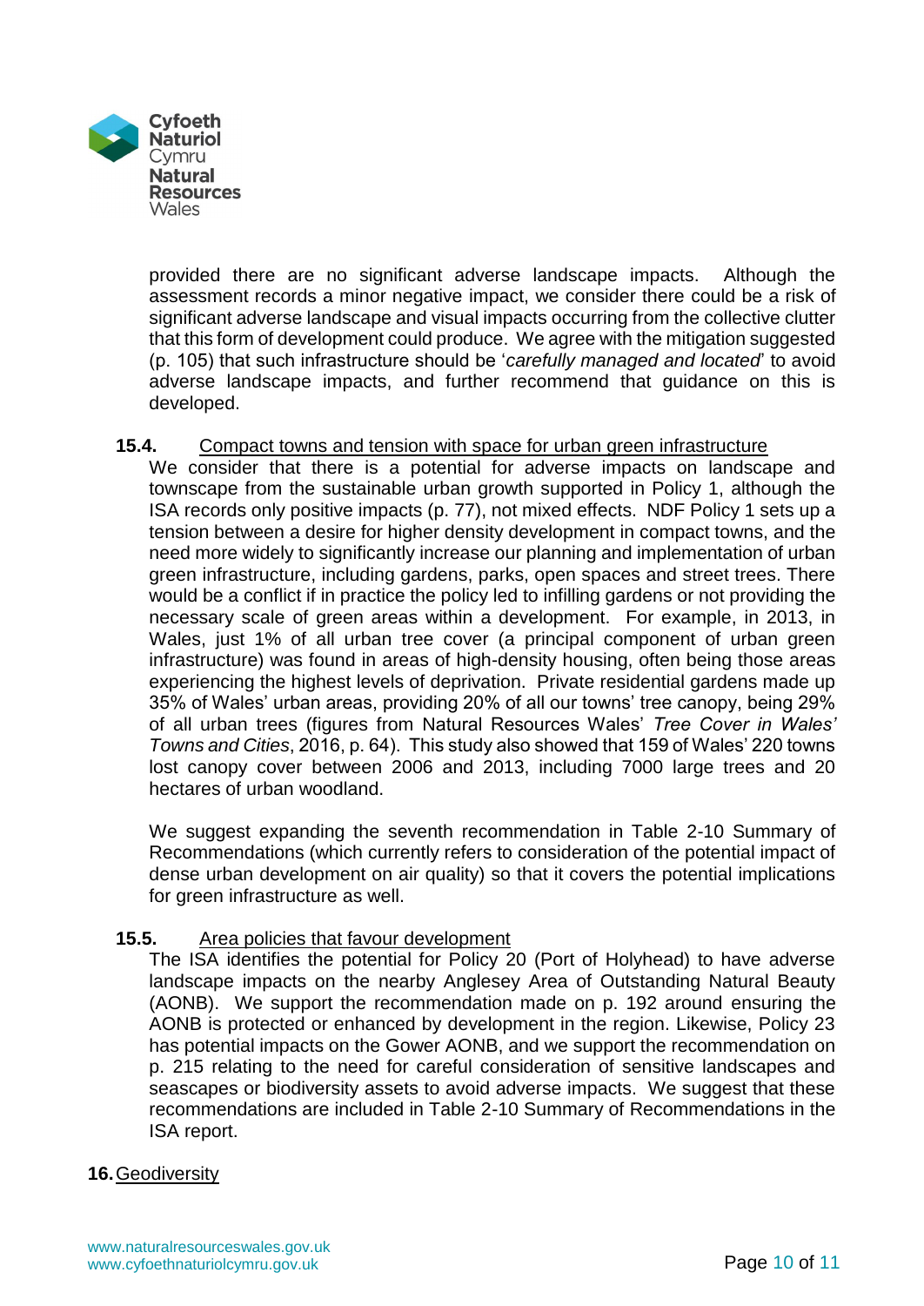provided there are no significant adverse landscape impacts. Although the assessment records a minor negative impact, we consider there could be a risk of significant adverse landscape and visual impacts occurring from the collective clutter that this form of development could produce. We agree with the mitigation suggested (p. 105) that such infrastructure should be '*carefully managed and located*' to avoid adverse landscape impacts, and further recommend that guidance on this is developed.

**15.4.** Compact towns and tension with space for urban green infrastructure

We consider that there is a potential for adverse impacts on landscape and townscape from the sustainable urban growth supported in Policy 1, although the ISA records only positive impacts (p. 77), not mixed effects. NDF Policy 1 sets up a tension between a desire for higher density development in compact towns, and the need more widely to significantly increase our planning and implementation of urban green infrastructure, including gardens, parks, open spaces and street trees. There would be a conflict if in practice the policy led to infilling gardens or not providing the necessary scale of green areas within a development. For example, in 2013, in Wales, just 1% of all urban tree cover (a principal component of urban green infrastructure) was found in areas of high-density housing, often being those areas experiencing the highest levels of deprivation. Private residential gardens made up 35% of Wales' urban areas, providing 20% of all our towns' tree canopy, being 29% of all urban trees (figures from Natural Resources Wales' *Tree Cover in Wales' Towns and Cities*, 2016, p. 64). This study also showed that 159 of Wales' 220 towns lost canopy cover between 2006 and 2013, including 7000 large trees and 20 hectares of urban woodland.

We suggest expanding the seventh recommendation in Table 2-10 Summary of Recommendations (which currently refers to consideration of the potential impact of dense urban development on air quality) so that it covers the potential implications for green infrastructure as well.

**15.5.** Area policies that favour development

The ISA identifies the potential for Policy 20 (Port of Holyhead) to have adverse landscape impacts on the nearby Anglesey Area of Outstanding Natural Beauty (AONB). We support the recommendation made on p. 192 around ensuring the AONB is protected or enhanced by development in the region. Likewise, Policy 23 has potential impacts on the Gower AONB, and we support the recommendation on p. 215 relating to the need for careful consideration of sensitive landscapes and seascapes or biodiversity assets to avoid adverse impacts. We suggest that these recommendations are included in Table 2-10 Summary of Recommendations in the ISA report.

**16.** Geodiversity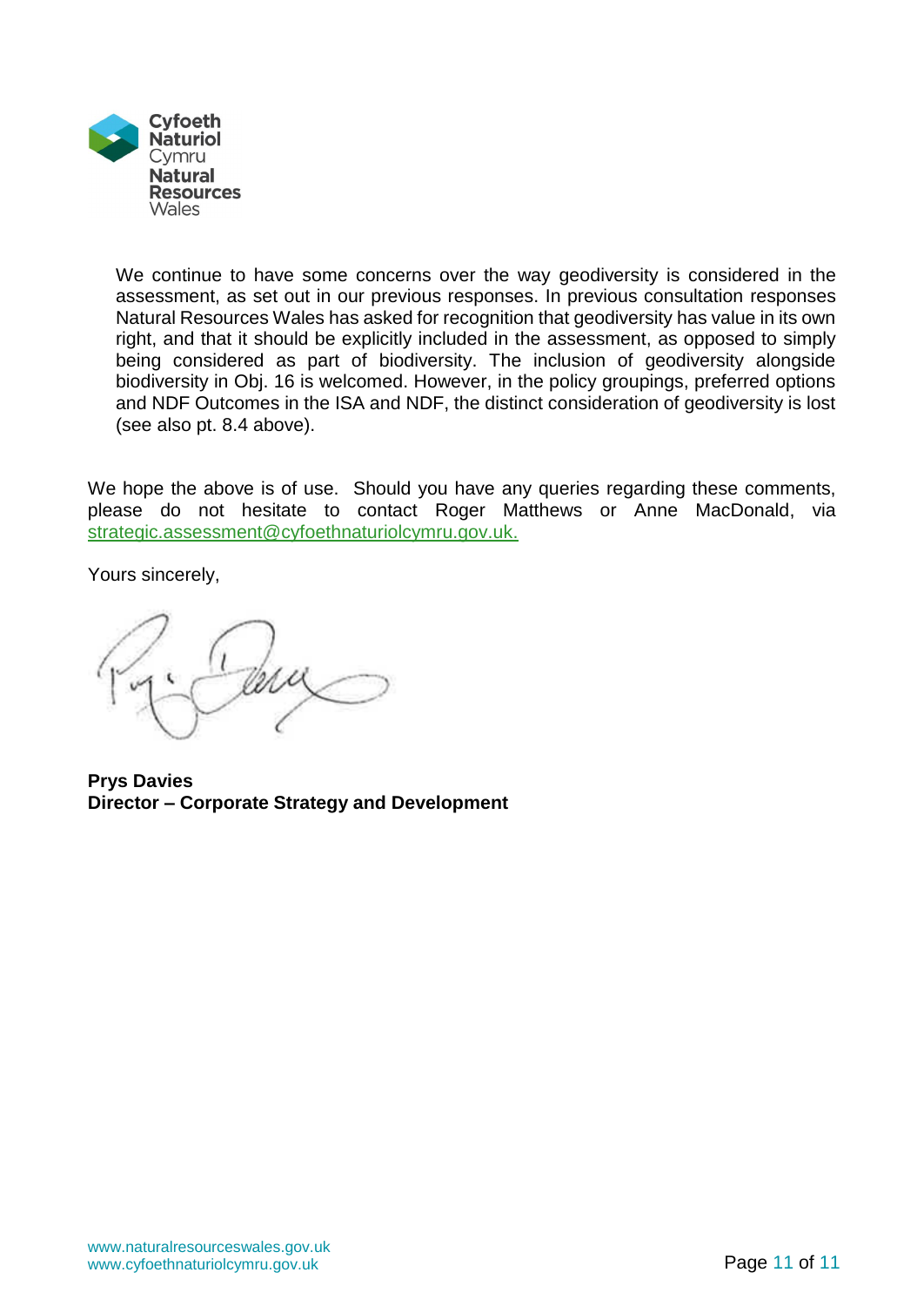We continue to have some concerns over the way geodiversity is considered in the assessment, as set out in our previous responses. In previous consultation responses Natural Resources Wales has asked for recognition that geodiversity has value in its own right, and that it should be explicitly included in the assessment, as opposed to simply being considered as part of biodiversity. The inclusion of geodiversity alongside biodiversity in Obj. 16 is welcomed. However, in the policy groupings, preferred options and NDF Outcomes in the ISA and NDF, the distinct consideration of geodiversity is lost (see also pt. 8.4 above).

We hope the above is of use. Should you have any queries regarding these comments, please do not hesitate to contact Roger Matthews or Anne MacDonald, via strategic.assessment@cyfoethnaturiolcymru.gov.uk.

Yours sincerely,

**Prys Davies**
**Director – Corporate Strategy and Development**